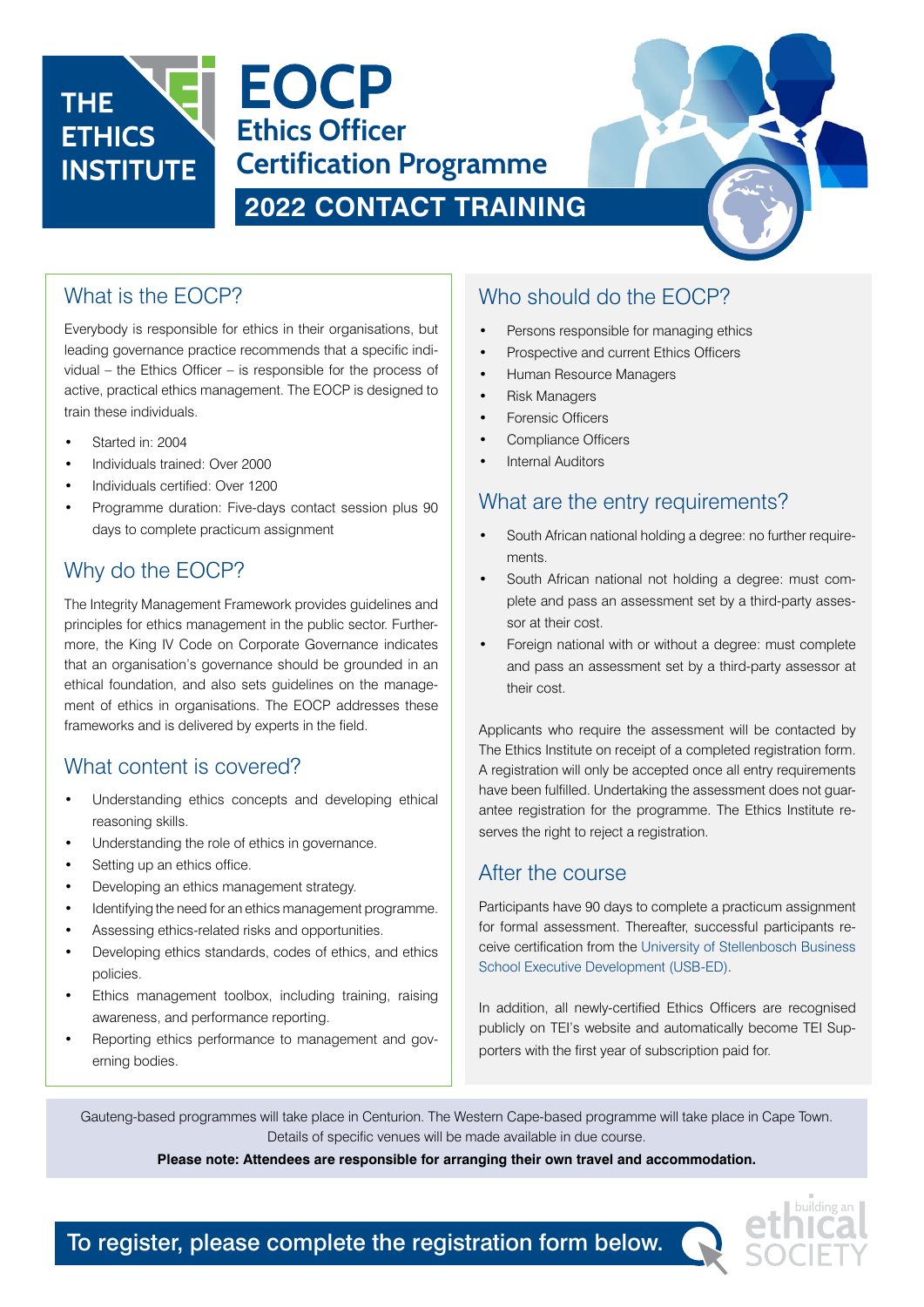THE ETHICS INSTITUTE

# EOCP

## Ethics Officer Certification Programme

## 2022 CONTACT TRAINING

## What is the EOCP?

Everybody is responsible for ethics in their organisations, but leading governance practice recommends that a specific individual – the Ethics Officer – is responsible for the process of active, practical ethics management. The EOCP is designed to train these individuals.

- Started in: 2004
- Individuals trained: Over 2000
- Individuals certified: Over 1200
- Programme duration: Five-days contact session plus 90 days to complete practicum assignment

## Why do the EOCP?

The Integrity Management Framework provides guidelines and principles for ethics management in the public sector. Furthermore, the King IV Code on Corporate Governance indicates that an organisation's governance should be grounded in an ethical foundation, and also sets guidelines on the management of ethics in organisations. The EOCP addresses these frameworks and is delivered by experts in the field.

## What content is covered?

- Understanding ethics concepts and developing ethical reasoning skills.
- Understanding the role of ethics in governance.
- Setting up an ethics office.
- Developing an ethics management strategy.
- Identifying the need for an ethics management programme.
- Assessing ethics-related risks and opportunities.
- Developing ethics standards, codes of ethics, and ethics policies.
- Ethics management toolbox, including training, raising awareness, and performance reporting.
- Reporting ethics performance to management and governing bodies.

## Who should do the EOCP?

- Persons responsible for managing ethics
- Prospective and current Ethics Officers
- Human Resource Managers
- Risk Managers
- Forensic Officers
- Compliance Officers
- Internal Auditors

## What are the entry requirements?

- South African national holding a degree: no further requirements.
- South African national not holding a degree: must complete and pass an assessment set by a third-party assessor at their cost.
- Foreign national with or without a degree: must complete and pass an assessment set by a third-party assessor at their cost.

Applicants who require the assessment will be contacted by The Ethics Institute on receipt of a completed registration form. A registration will only be accepted once all entry requirements have been fulfilled. Undertaking the assessment does not guarantee registration for the programme. The Ethics Institute reserves the right to reject a registration.

## After the course

Participants have 90 days to complete a practicum assignment for formal assessment. Thereafter, successful participants receive certification from the University of Stellenbosch Business School Executive Development (USB-ED).

In addition, all newly-certified Ethics Officers are recognised publicly on TEI's website and automatically become TEI Supporters with the first year of subscription paid for.

Gauteng-based programmes will take place in Centurion. The Western Cape-based programme will take place in Cape Town. Details of specific venues will be made available in due course.

**Please note: Attendees are responsible for arranging their own travel and accommodation.**

To register, please complete the registration form below.

building an ethical SOCIETY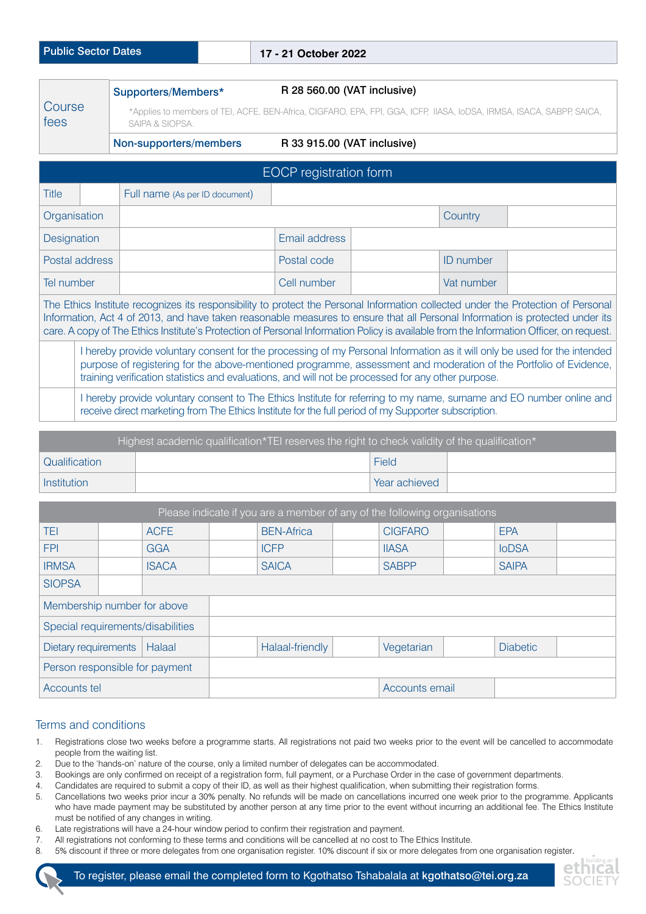| Public Sector Dates | | 17 - 21 October 2022 |
|---|---|---|

| | | |
|---|---|---|
| Course fees | Supporters/Members* | R 28 560.00 (VAT inclusive) |
| | *Applies to members of TEI, ACFE, BEN-Africa, CIGFARO, EPA, FPI, GGA, ICFP, IIASA, IoDSA, IRMSA, ISACA, SABPP, SAICA, SAIPA & SIOPSA. | |
| | Non-supporters/members | R 33 915.00 (VAT inclusive) |

## EOCP registration form

| | | | | | |
|---|---|---|---|---|---|
| Title | | Full name (As per ID document) | | | |
| Organisation | | | | Country | |
| Designation | | Email address | | | |
| Postal address | | Postal code | | ID number | |
| Tel number | | Cell number | | Vat number | |

The Ethics Institute recognizes its responsibility to protect the Personal Information collected under the Protection of Personal Information, Act 4 of 2013, and have taken reasonable measures to ensure that all Personal Information is protected under its care. A copy of The Ethics Institute's Protection of Personal Information Policy is available from the Information Officer, on request.

| | |
|---|---|
| | I hereby provide voluntary consent for the processing of my Personal Information as it will only be used for the intended purpose of registering for the above-mentioned programme, assessment and moderation of the Portfolio of Evidence, training verification statistics and evaluations, and will not be processed for any other purpose. |
| | I hereby provide voluntary consent to The Ethics Institute for referring to my name, surname and EO number online and receive direct marketing from The Ethics Institute for the full period of my Supporter subscription. |

| Highest academic qualification*TEI reserves the right to check validity of the qualification* | | | |
|---|---|---|---|
| Qualification | | Field | |
| Institution | | Year achieved | |

| Please indicate if you are a member of any of the following organisations | | | | | | | | | |
|---|---|---|---|---|---|---|---|---|---|
| TEI | | ACFE | | BEN-Africa | | CIGFARO | | EPA | |
| FPI | | GGA | | ICFP | | IIASA | | IoDSA | |
| IRMSA | | ISACA | | SAICA | | SABPP | | SAIPA | |
| SIOPSA | | | | | | | | | |
| Membership number for above | | | | | | | | | |
| Special requirements/disabilities | | | | | | | | | |
| Dietary requirements | | Halaal | | Halaal-friendly | | Vegetarian | | Diabetic | |
| Person responsible for payment | | | | | | | | | |
| Accounts tel | | | | | | Accounts email | | | |

## Terms and conditions

1. Registrations close two weeks before a programme starts. All registrations not paid two weeks prior to the event will be cancelled to accommodate people from the waiting list.
2. Due to the 'hands-on' nature of the course, only a limited number of delegates can be accommodated.
3. Bookings are only confirmed on receipt of a registration form, full payment, or a Purchase Order in the case of government departments.
4. Candidates are required to submit a copy of their ID, as well as their highest qualification, when submitting their registration forms.
5. Cancellations two weeks prior incur a 30% penalty. No refunds will be made on cancellations incurred one week prior to the programme. Applicants who have made payment may be substituted by another person at any time prior to the event without incurring an additional fee. The Ethics Institute must be notified of any changes in writing.
6. Late registrations will have a 24-hour window period to confirm their registration and payment.
7. All registrations not conforming to these terms and conditions will be cancelled at no cost to The Ethics Institute.
8. 5% discount if three or more delegates from one organisation register. 10% discount if six or more delegates from one organisation register.

To register, please email the completed form to Kgothatso Tshabalala at kgothatso@tei.org.za

building an ethical SOCIETY